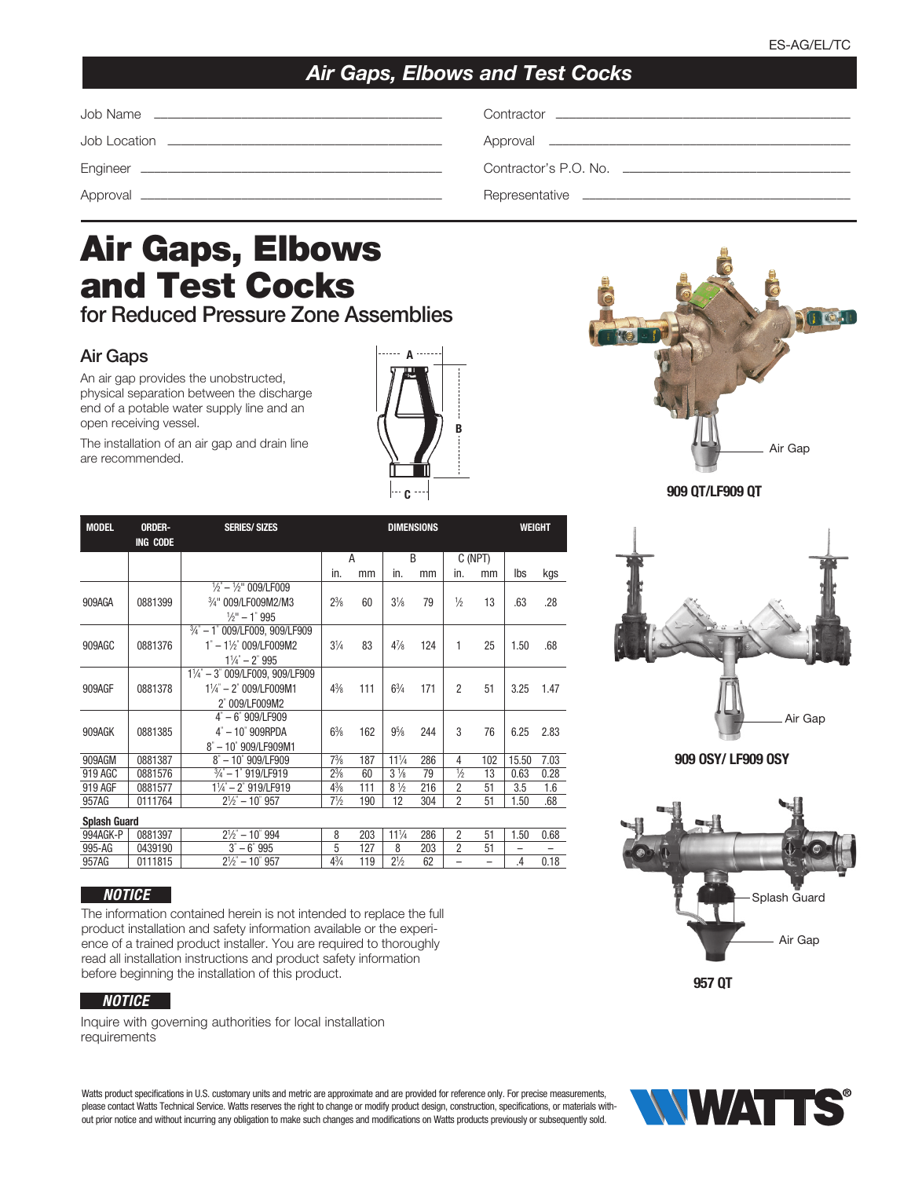ES-AG/EL/TC

## *Air Gaps, Elbows and Test Cocks*

Job Name ______________________ Contractor ______________________

Job Location ______________________ Approval ______________________

Engineer ______________________ Contractor's P.O. No. ______________________

Approval ______________________ Representative ______________________

# Air Gaps, Elbows and Test Cocks

### for Reduced Pressure Zone Assemblies

## Air Gaps

An air gap provides the unobstructed, physical separation between the discharge end of a potable water supply line and an open receiving vessel.

The installation of an air gap and drain line are recommended.

Air Gap

**909 QT/LF909 QT**

Air Gap

**909 OSY/ LF909 OSY**

Splash Guard

Air Gap

**957 QT**

| MODEL | ORDERING CODE | SERIES/ SIZES | DIMENSIONS | | | | | | WEIGHT | |
|---|---|---|---|---|---|---|---|---|---|---|
| | | | A | | B | | C (NPT) | | | |
| | | | in. | mm | in. | mm | in. | mm | lbs | kgs |
| 909AGA | 0881399 | ½" – ½" 009/LF009<br>¾" 009/LF009M2/M3<br>½" – 1" 995 | 2⅜ | 60 | 3⅛ | 79 | ½ | 13 | .63 | .28 |
| 909AGC | 0881376 | ¾" – 1" 009/LF009, 909/LF909<br>1" – 1½" 009/LF009M2<br>1¼" – 2" 995 | 3¼ | 83 | 4⅞ | 124 | 1 | 25 | 1.50 | .68 |
| 909AGF | 0881378 | 1¼" – 3" 009/LF009, 909/LF909<br>1¼" – 2" 009/LF009M1<br>2" 009/LF009M2 | 4⅜ | 111 | 6¾ | 171 | 2 | 51 | 3.25 | 1.47 |
| 909AGK | 0881385 | 4" – 6" 909/LF909<br>4" – 10" 909RPDA<br>8" – 10" 909/LF909M1 | 6⅜ | 162 | 9⅝ | 244 | 3 | 76 | 6.25 | 2.83 |
| 909AGM | 0881387 | 8" – 10" 909/LF909 | 7⅜ | 187 | 11¼ | 286 | 4 | 102 | 15.50 | 7.03 |
| 919 AGC | 0881576 | ¾" – 1" 919/LF919 | 2⅜ | 60 | 3⅛ | 79 | ½ | 13 | 0.63 | 0.28 |
| 919 AGF | 0881577 | 1¼" – 2" 919/LF919 | 4⅜ | 111 | 8½ | 216 | 2 | 51 | 3.5 | 1.6 |
| 957AG | 0111764 | 2½" – 10" 957 | 7½ | 190 | 12 | 304 | 2 | 51 | 1.50 | .68 |
| **Splash Guard** | | | | | | | | | | |
| 994AGK-P | 0881397 | 2½" – 10" 994 | 8 | 203 | 11¼ | 286 | 2 | 51 | 1.50 | 0.68 |
| 995-AG | 0439190 | 3" – 6" 995 | 5 | 127 | 8 | 203 | 2 | 51 | – | – |
| 957AG | 0111815 | 2½" – 10" 957 | 4¾ | 119 | 2½ | 62 | – | – | .4 | 0.18 |

***NOTICE***

The information contained herein is not intended to replace the full product installation and safety information available or the experience of a trained product installer. You are required to thoroughly read all installation instructions and product safety information before beginning the installation of this product.

***NOTICE***

Inquire with governing authorities for local installation requirements

Watts product specifications in U.S. customary units and metric are approximate and are provided for reference only. For precise measurements, please contact Watts Technical Service. Watts reserves the right to change or modify product design, construction, specifications, or materials without prior notice and without incurring any obligation to make such changes and modifications on Watts products previously or subsequently sold.

WATTS®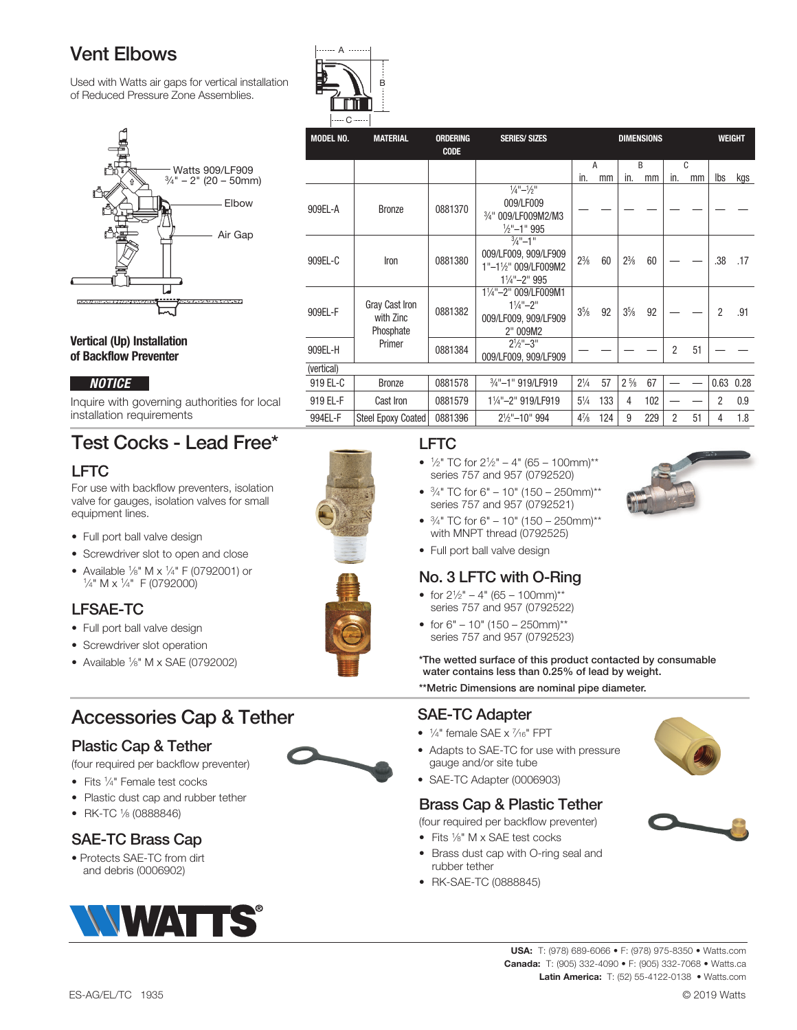## Vent Elbows

Used with Watts air gaps for vertical installation of Reduced Pressure Zone Assemblies.

Watts 909/LF909
¾" – 2" (20 – 50mm)

Elbow

Air Gap

**Vertical (Up) Installation of Backflow Preventer**

***NOTICE***

Inquire with governing authorities for local installation requirements

A

B

C

| MODEL NO. | MATERIAL | ORDERING CODE | SERIES/ SIZES | DIMENSIONS | | | | | | WEIGHT | |
|---|---|---|---|---|---|---|---|---|---|---|---|
| | | | | A | | B | | C | | | |
| | | | | in. | mm | in. | mm | in. | mm | lbs | kgs |
| 909EL-A | Bronze | 0881370 | ¼"–½" 009/LF009 ¾" 009/LF009M2/M3 ½"–1" 995 | — | — | — | — | — | — | — | — |
| 909EL-C | Iron | 0881380 | ¾"–1" 009/LF009, 909/LF909 1"–1½" 009/LF009M2 1¼"–2" 995 | 2⅜ | 60 | 2⅜ | 60 | — | — | .38 | .17 |
| 909EL-F | Gray Cast Iron with Zinc Phosphate Primer | 0881382 | 1¼"–2" 009/LF009M1 1¼"–2" 009/LF009, 909/LF909 2" 009M2 | 3⅝ | 92 | 3⅝ | 92 | — | — | 2 | .91 |
| 909EL-H | | 0881384 | 2½"–3" 009/LF009, 909/LF909 | — | — | — | — | 2 | 51 | — | — |
| (vertical) | | | | | | | | | | | |
| 919 EL-C | Bronze | 0881578 | ¾"–1" 919/LF919 | 2¼ | 57 | 2⅝ | 67 | — | — | 0.63 | 0.28 |
| 919 EL-F | Cast Iron | 0881579 | 1¼"–2" 919/LF919 | 5¼ | 133 | 4 | 102 | — | — | 2 | 0.9 |
| 994EL-F | Steel Epoxy Coated | 0881396 | 2½"–10" 994 | 4⅞ | 124 | 9 | 229 | 2 | 51 | 4 | 1.8 |

## Test Cocks - Lead Free*

### LFTC

For use with backflow preventers, isolation valve for gauges, isolation valves for small equipment lines.

- Full port ball valve design
- Screwdriver slot to open and close
- Available ⅛" M x ¼" F (0792001) or ¼" M x ¼" F (0792000)

### LFSAE-TC

- Full port ball valve design
- Screwdriver slot operation
- Available ⅛" M x SAE (0792002)

### LFTC

- ½" TC for 2½" – 4" (65 – 100mm)** series 757 and 957 (0792520)
- ¾" TC for 6" – 10" (150 – 250mm)** series 757 and 957 (0792521)
- ¾" TC for 6" – 10" (150 – 250mm)** with MNPT thread (0792525)
- Full port ball valve design

### No. 3 LFTC with O-Ring

- for 2½" – 4" (65 – 100mm)** series 757 and 957 (0792522)
- for 6" – 10" (150 – 250mm)** series 757 and 957 (0792523)

**\*The wetted surface of this product contacted by consumable water contains less than 0.25% of lead by weight.**

**\*\*Metric Dimensions are nominal pipe diameter.**

## Accessories Cap & Tether

### Plastic Cap & Tether

(four required per backflow preventer)

- Fits ¼" Female test cocks
- Plastic dust cap and rubber tether
- RK-TC ⅛ (0888846)

### SAE-TC Brass Cap

- Protects SAE-TC from dirt and debris (0006902)

### SAE-TC Adapter

- ¼" female SAE x 7⁄16" FPT
- Adapts to SAE-TC for use with pressure gauge and/or site tube
- SAE-TC Adapter (0006903)

### Brass Cap & Plastic Tether

(four required per backflow preventer)

- Fits ⅛" M x SAE test cocks
- Brass dust cap with O-ring seal and rubber tether
- RK-SAE-TC (0888845)

WATTS®

**USA:** T: (978) 689-6066 • F: (978) 975-8350 • Watts.com
**Canada:** T: (905) 332-4090 • F: (905) 332-7068 • Watts.ca
**Latin America:** T: (52) 55-4122-0138 • Watts.com

ES-AG/EL/TC 1935

© 2019 Watts